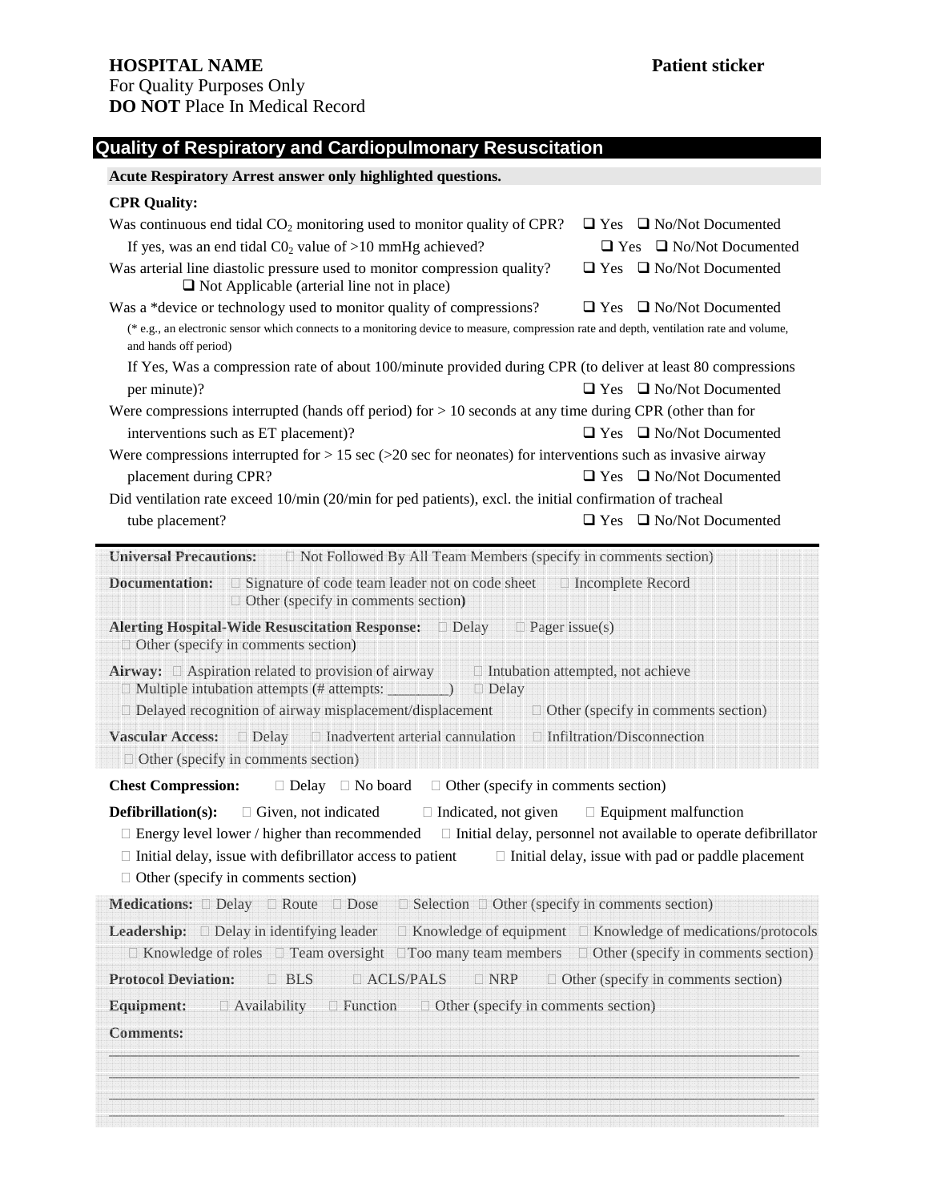**HOSPITAL NAME** **Patient sticker**

For Quality Purposes Only

**DO NOT** Place In Medical Record

## Quality of Respiratory and Cardiopulmonary Resuscitation

**Acute Respiratory Arrest answer only highlighted questions.**

**CPR Quality:**

Was continuous end tidal $CO_2$ monitoring used to monitor quality of CPR? ❑ Yes ❑ No/Not Documented

If yes, was an end tidal $C0_2$ value of >10 mmHg achieved? ❑ Yes ❑ No/Not Documented

Was arterial line diastolic pressure used to monitor compression quality? ❑ Yes ❑ No/Not Documented
❑ Not Applicable (arterial line not in place)

Was a *device or technology used to monitor quality of compressions? ❑ Yes ❑ No/Not Documented

(* e.g., an electronic sensor which connects to a monitoring device to measure, compression rate and depth, ventilation rate and volume, and hands off period)

If Yes, Was a compression rate of about 100/minute provided during CPR (to deliver at least 80 compressions per minute)? ❑ Yes ❑ No/Not Documented

Were compressions interrupted (hands off period) for > 10 seconds at any time during CPR (other than for interventions such as ET placement)? ❑ Yes ❑ No/Not Documented

Were compressions interrupted for > 15 sec (>20 sec for neonates) for interventions such as invasive airway placement during CPR? ❑ Yes ❑ No/Not Documented

Did ventilation rate exceed 10/min (20/min for ped patients), excl. the initial confirmation of tracheal tube placement? ❑ Yes ❑ No/Not Documented

---

**Universal Precautions:** □ Not Followed By All Team Members (specify in comments section)

**Documentation:** □ Signature of code team leader not on code sheet □ Incomplete Record
□ Other (specify in comments section**)**

**Alerting Hospital-Wide Resuscitation Response:** □ Delay □ Pager issue(s)
□ Other (specify in comments section)

**Airway:** □ Aspiration related to provision of airway □ Intubation attempted, not achieve
□ Multiple intubation attempts (# attempts: ________) □ Delay
□ Delayed recognition of airway misplacement/displacement □ Other (specify in comments section)

**Vascular Access:** □ Delay □ Inadvertent arterial cannulation □ Infiltration/Disconnection
□ Other (specify in comments section)

**Chest Compression:** □ Delay □ No board □ Other (specify in comments section)

**Defibrillation(s):** □ Given, not indicated □ Indicated, not given □ Equipment malfunction
□ Energy level lower / higher than recommended □ Initial delay, personnel not available to operate defibrillator
□ Initial delay, issue with defibrillator access to patient □ Initial delay, issue with pad or paddle placement
□ Other (specify in comments section)

**Medications:** □ Delay □ Route □ Dose □ Selection □ Other (specify in comments section)

**Leadership:** □ Delay in identifying leader □ Knowledge of equipment □ Knowledge of medications/protocols
□ Knowledge of roles □ Team oversight □Too many team members □ Other (specify in comments section)

**Protocol Deviation:** □ BLS □ ACLS/PALS □ NRP □ Other (specify in comments section)

**Equipment:** □ Availability □ Function □ Other (specify in comments section)

**Comments:**

_______________________________________________________________________________

_______________________________________________________________________________

_______________________________________________________________________________

_______________________________________________________________________________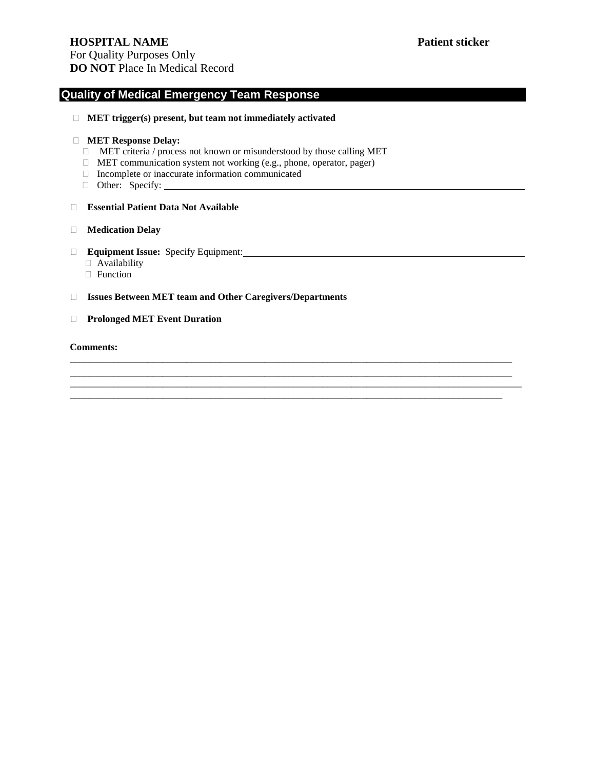**HOSPITAL NAME** **Patient sticker**

For Quality Purposes Only

**DO NOT** Place In Medical Record

## Quality of Medical Emergency Team Response

- ☐ **MET trigger(s) present, but team not immediately activated**

- ☐ **MET Response Delay:**
  - ☐ MET criteria / process not known or misunderstood by those calling MET
  - ☐ MET communication system not working (e.g., phone, operator, pager)
  - ☐ Incomplete or inaccurate information communicated
  - ☐ Other: Specify: ______________________________________________

- ☐ **Essential Patient Data Not Available**

- ☐ **Medication Delay**

- ☐ **Equipment Issue:** Specify Equipment: ______________________________________
  - ☐ Availability
  - ☐ Function

- ☐ **Issues Between MET team and Other Caregivers/Departments**

- ☐ **Prolonged MET Event Duration**

**Comments:**

_____________________________________________________________________________________

_____________________________________________________________________________________

_____________________________________________________________________________________

_____________________________________________________________________________________